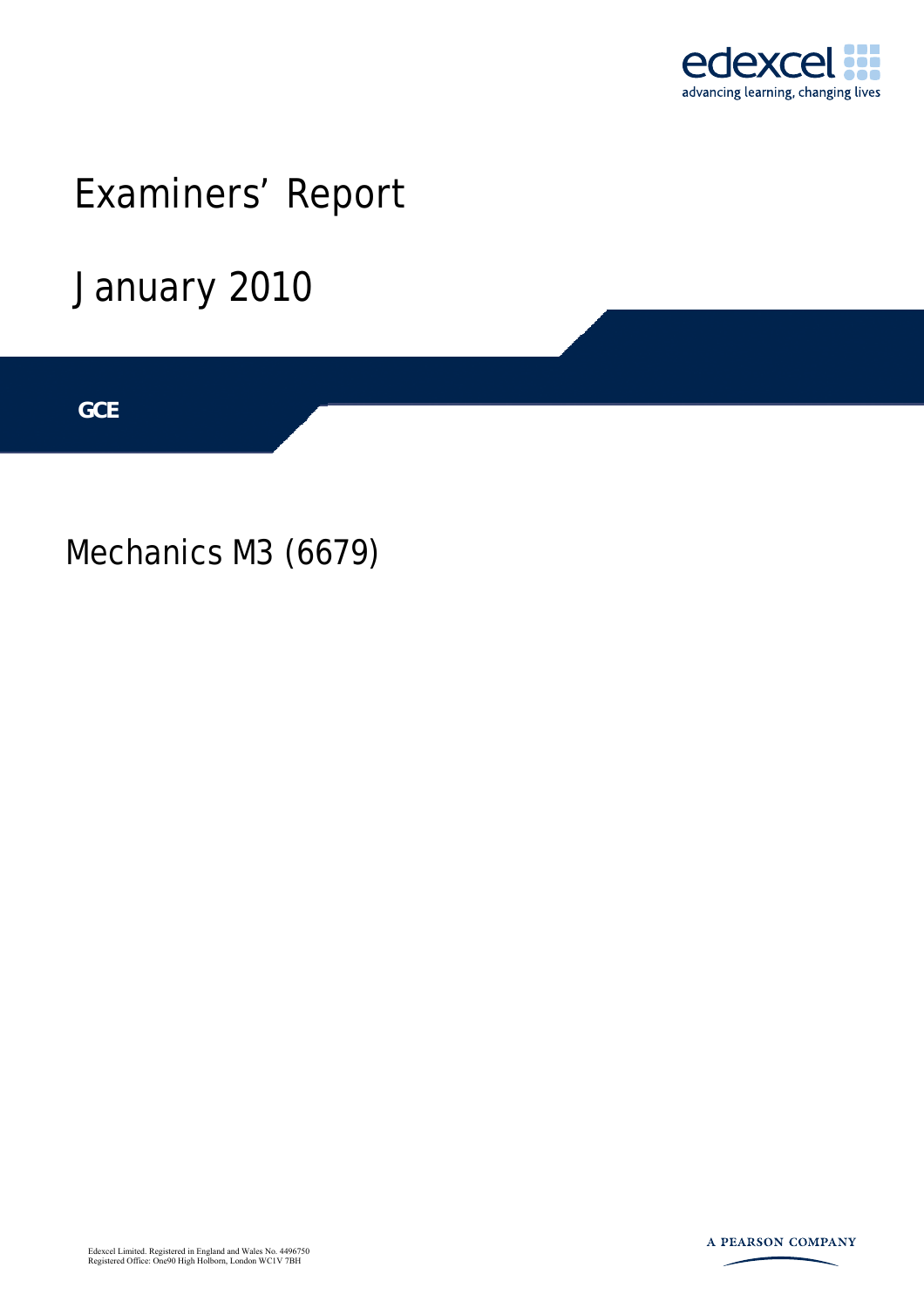edexcel

advancing learning, changing lives

# Examiners' Report

# January 2010

**GCE**

## Mechanics M3 (6679)

Edexcel Limited. Registered in England and Wales No. 4496750
Registered Office: One90 High Holborn, London WC1V 7BH

A PEARSON COMPANY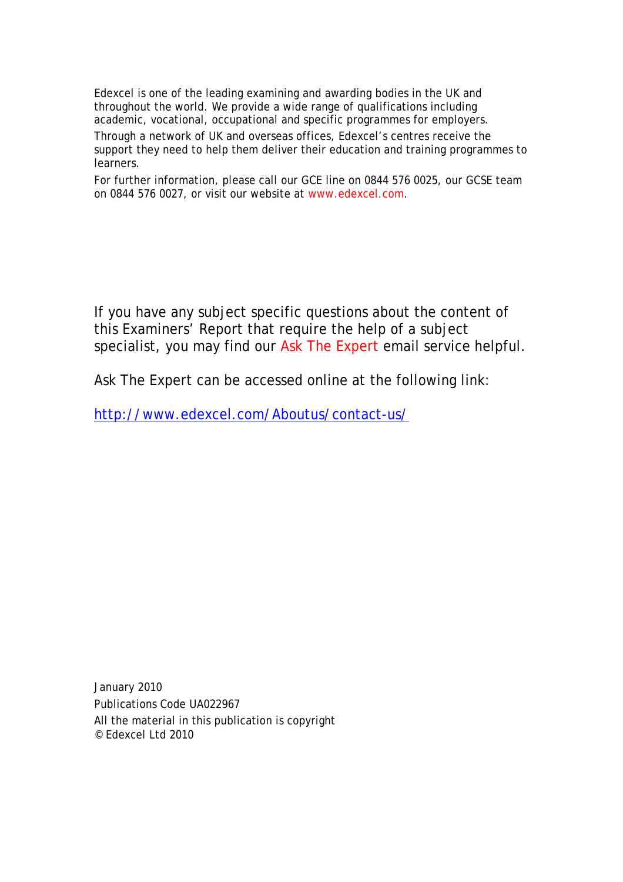Edexcel is one of the leading examining and awarding bodies in the UK and throughout the world. We provide a wide range of qualifications including academic, vocational, occupational and specific programmes for employers.

Through a network of UK and overseas offices, Edexcel's centres receive the support they need to help them deliver their education and training programmes to learners.

For further information, please call our GCE line on 0844 576 0025, our GCSE team on 0844 576 0027, or visit our website at www.edexcel.com.

If you have any subject specific questions about the content of this Examiners' Report that require the help of a subject specialist, you may find our Ask The Expert email service helpful.

Ask The Expert can be accessed online at the following link:

http://www.edexcel.com/Aboutus/contact-us/

January 2010

Publications Code UA022967

All the material in this publication is copyright

© Edexcel Ltd 2010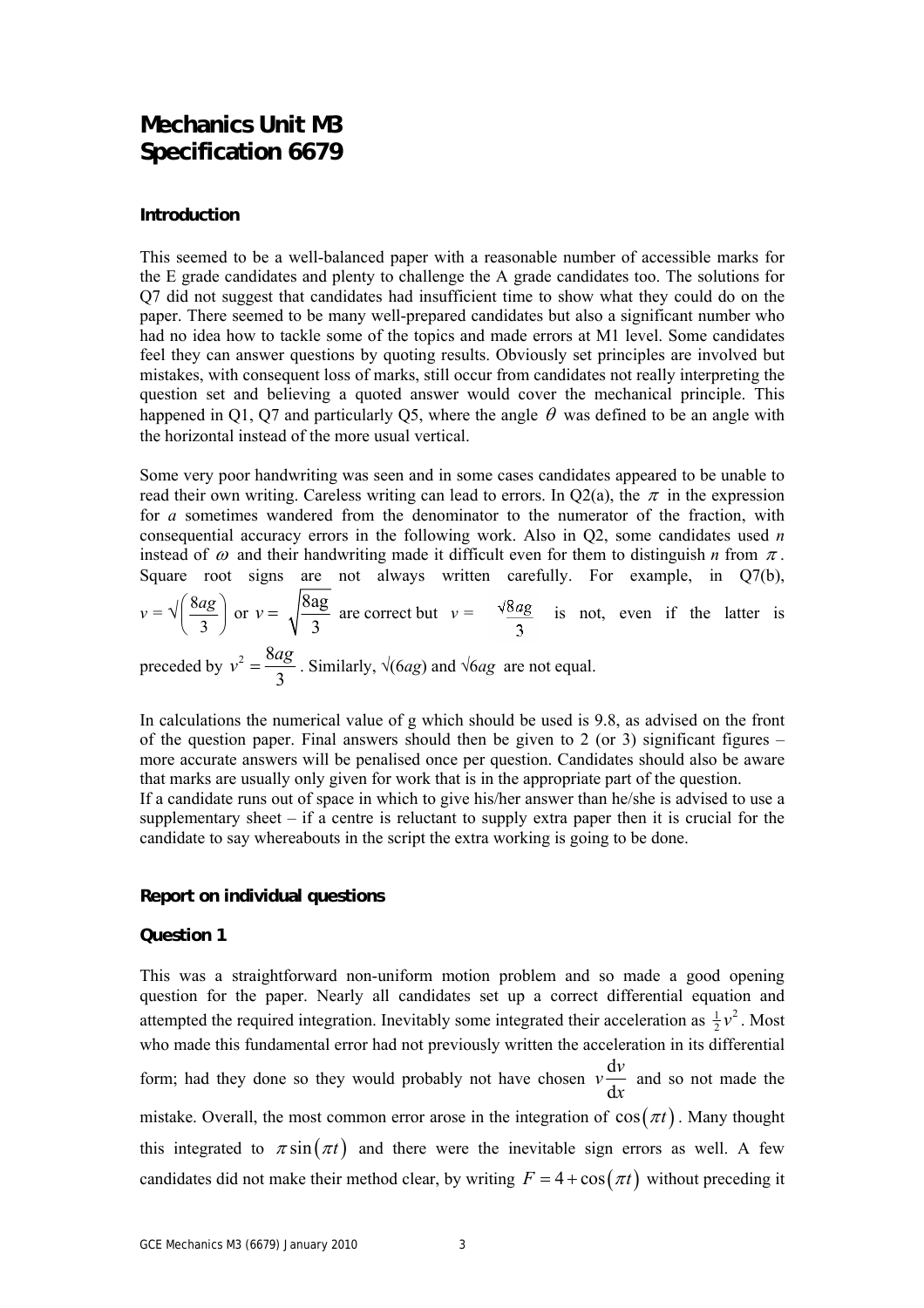# Mechanics Unit M3
# Specification 6679

## Introduction

This seemed to be a well-balanced paper with a reasonable number of accessible marks for the E grade candidates and plenty to challenge the A grade candidates too. The solutions for Q7 did not suggest that candidates had insufficient time to show what they could do on the paper. There seemed to be many well-prepared candidates but also a significant number who had no idea how to tackle some of the topics and made errors at M1 level. Some candidates feel they can answer questions by quoting results. Obviously set principles are involved but mistakes, with consequent loss of marks, still occur from candidates not really interpreting the question set and believing a quoted answer would cover the mechanical principle. This happened in Q1, Q7 and particularly Q5, where the angle $\theta$ was defined to be an angle with the horizontal instead of the more usual vertical.

Some very poor handwriting was seen and in some cases candidates appeared to be unable to read their own writing. Careless writing can lead to errors. In Q2(a), the $\pi$ in the expression for *a* sometimes wandered from the denominator to the numerator of the fraction, with consequential accuracy errors in the following work. Also in Q2, some candidates used *n* instead of $\omega$ and their handwriting made it difficult even for them to distinguish *n* from $\pi$. Square root signs are not always written carefully. For example, in Q7(b), $v = \sqrt{\left(\frac{8ag}{3}\right)}$ or $v = \sqrt{\frac{8ag}{3}}$ are correct but $v = \frac{\sqrt{8ag}}{3}$ is not, even if the latter is preceded by $v^2 = \frac{8ag}{3}$. Similarly, $\sqrt{(6ag)}$ and $\sqrt{6}ag$ are not equal.

In calculations the numerical value of g which should be used is 9.8, as advised on the front of the question paper. Final answers should then be given to 2 (or 3) significant figures – more accurate answers will be penalised once per question. Candidates should also be aware that marks are usually only given for work that is in the appropriate part of the question.
If a candidate runs out of space in which to give his/her answer than he/she is advised to use a supplementary sheet – if a centre is reluctant to supply extra paper then it is crucial for the candidate to say whereabouts in the script the extra working is going to be done.

## Report on individual questions

### Question 1

This was a straightforward non-uniform motion problem and so made a good opening question for the paper. Nearly all candidates set up a correct differential equation and attempted the required integration. Inevitably some integrated their acceleration as $\frac{1}{2}v^2$. Most who made this fundamental error had not previously written the acceleration in its differential form; had they done so they would probably not have chosen $v\frac{\mathrm{d}v}{\mathrm{d}x}$ and so not made the mistake. Overall, the most common error arose in the integration of $\cos(\pi t)$. Many thought this integrated to $\pi \sin(\pi t)$ and there were the inevitable sign errors as well. A few candidates did not make their method clear, by writing $F = 4 + \cos(\pi t)$ without preceding it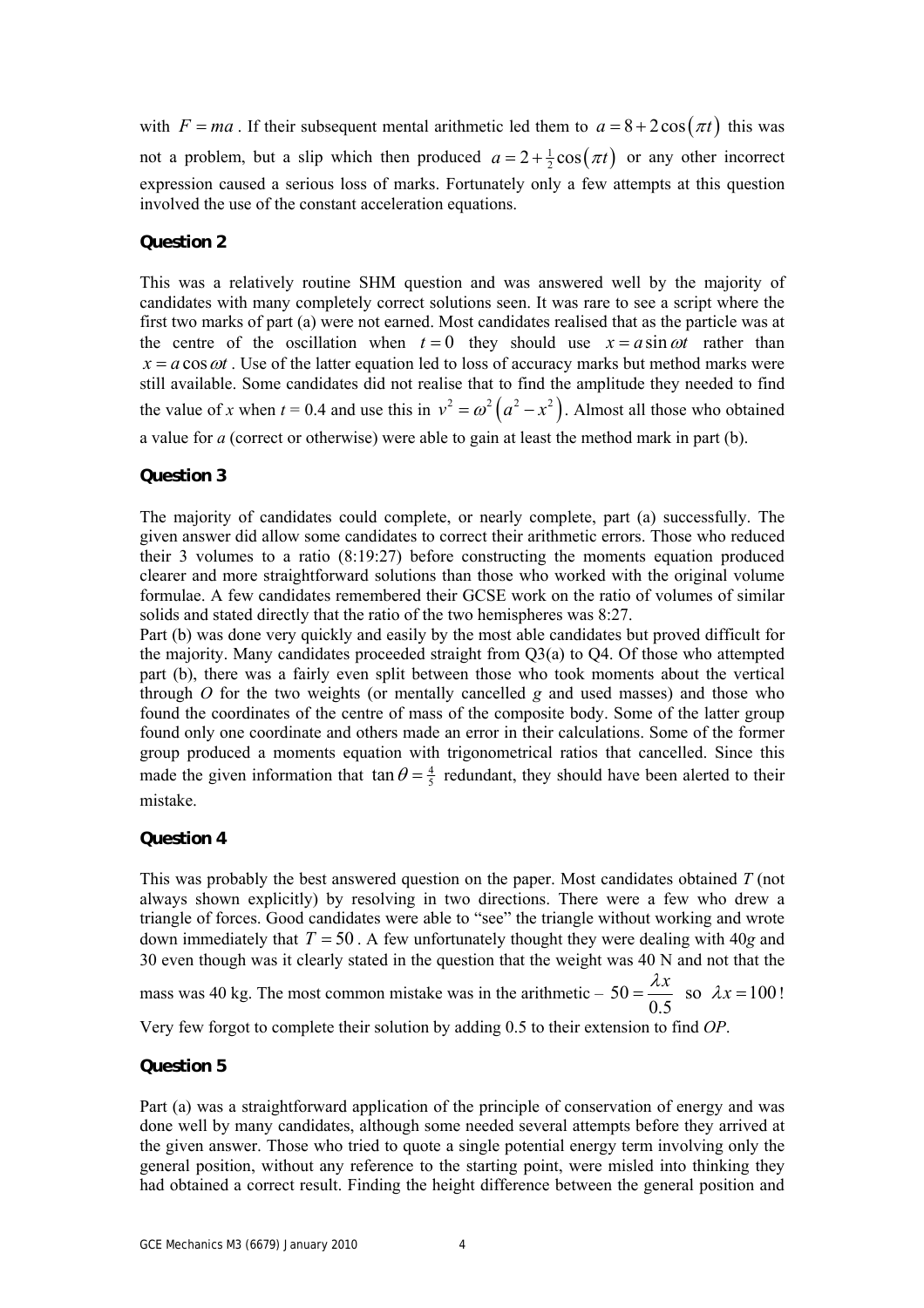with $F = ma$. If their subsequent mental arithmetic led them to $a = 8 + 2\cos(\pi t)$ this was not a problem, but a slip which then produced $a = 2 + \frac{1}{2}\cos(\pi t)$ or any other incorrect expression caused a serious loss of marks. Fortunately only a few attempts at this question involved the use of the constant acceleration equations.

### Question 2

This was a relatively routine SHM question and was answered well by the majority of candidates with many completely correct solutions seen. It was rare to see a script where the first two marks of part (a) were not earned. Most candidates realised that as the particle was at the centre of the oscillation when $t = 0$ they should use $x = a\sin\omega t$ rather than $x = a\cos\omega t$. Use of the latter equation led to loss of accuracy marks but method marks were still available. Some candidates did not realise that to find the amplitude they needed to find the value of $x$ when $t = 0.4$ and use this in $v^2 = \omega^2(a^2 - x^2)$. Almost all those who obtained a value for $a$ (correct or otherwise) were able to gain at least the method mark in part (b).

### Question 3

The majority of candidates could complete, or nearly complete, part (a) successfully. The given answer did allow some candidates to correct their arithmetic errors. Those who reduced their 3 volumes to a ratio (8:19:27) before constructing the moments equation produced clearer and more straightforward solutions than those who worked with the original volume formulae. A few candidates remembered their GCSE work on the ratio of volumes of similar solids and stated directly that the ratio of the two hemispheres was 8:27.

Part (b) was done very quickly and easily by the most able candidates but proved difficult for the majority. Many candidates proceeded straight from Q3(a) to Q4. Of those who attempted part (b), there was a fairly even split between those who took moments about the vertical through $O$ for the two weights (or mentally cancelled $g$ and used masses) and those who found the coordinates of the centre of mass of the composite body. Some of the latter group found only one coordinate and others made an error in their calculations. Some of the former group produced a moments equation with trigonometrical ratios that cancelled. Since this made the given information that $\tan\theta = \frac{4}{5}$ redundant, they should have been alerted to their mistake.

### Question 4

This was probably the best answered question on the paper. Most candidates obtained $T$ (not always shown explicitly) by resolving in two directions. There were a few who drew a triangle of forces. Good candidates were able to "see" the triangle without working and wrote down immediately that $T = 50$. A few unfortunately thought they were dealing with 40$g$ and 30 even though was it clearly stated in the question that the weight was 40 N and not that the mass was 40 kg. The most common mistake was in the arithmetic – $50 = \dfrac{\lambda x}{0.5}$ so $\lambda x = 100$!

Very few forgot to complete their solution by adding 0.5 to their extension to find $OP$.

### Question 5

Part (a) was a straightforward application of the principle of conservation of energy and was done well by many candidates, although some needed several attempts before they arrived at the given answer. Those who tried to quote a single potential energy term involving only the general position, without any reference to the starting point, were misled into thinking they had obtained a correct result. Finding the height difference between the general position and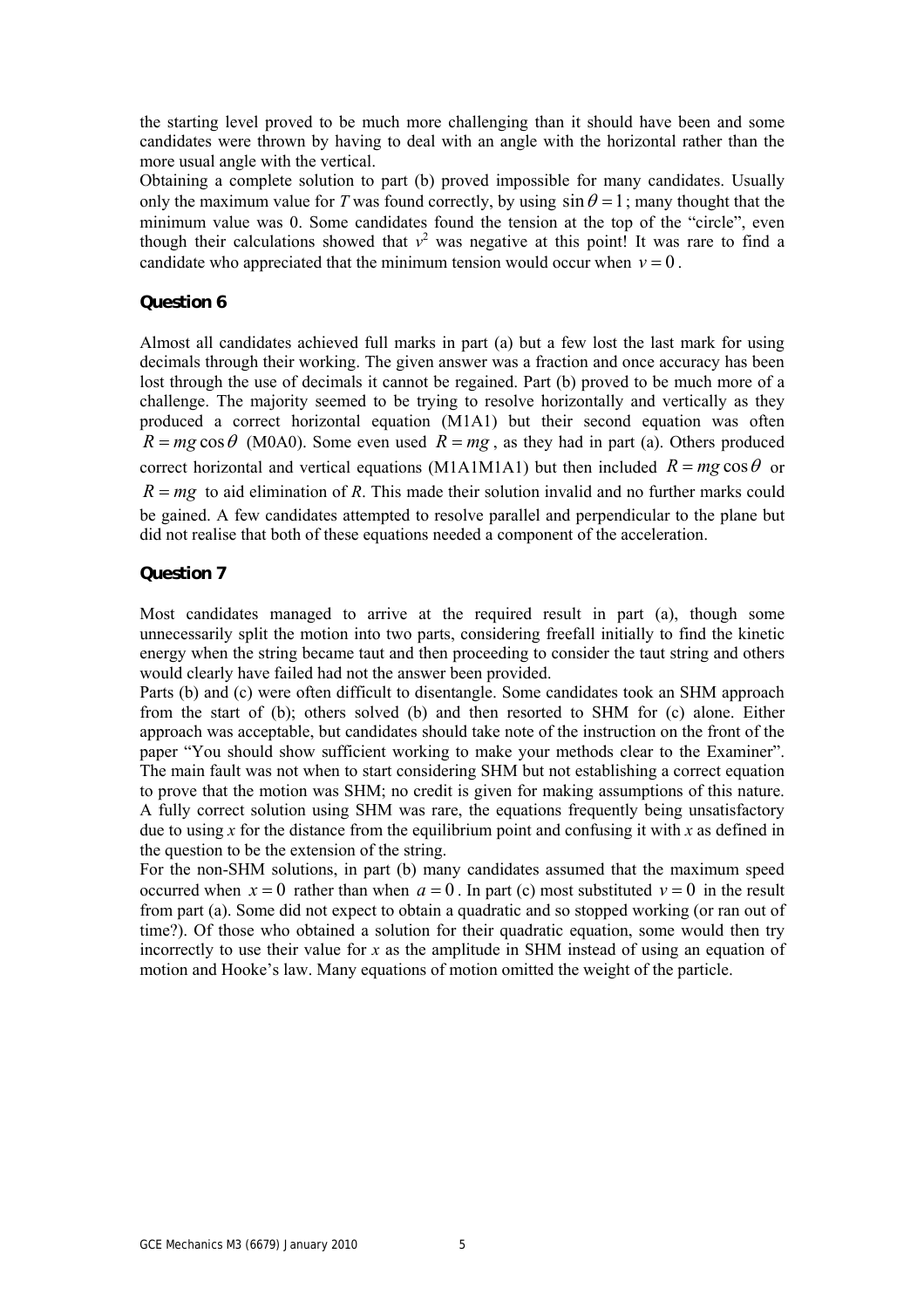the starting level proved to be much more challenging than it should have been and some candidates were thrown by having to deal with an angle with the horizontal rather than the more usual angle with the vertical.

Obtaining a complete solution to part (b) proved impossible for many candidates. Usually only the maximum value for $T$ was found correctly, by using $\sin\theta = 1$; many thought that the minimum value was 0. Some candidates found the tension at the top of the "circle", even though their calculations showed that $v^2$ was negative at this point! It was rare to find a candidate who appreciated that the minimum tension would occur when $v = 0$.

### Question 6

Almost all candidates achieved full marks in part (a) but a few lost the last mark for using decimals through their working. The given answer was a fraction and once accuracy has been lost through the use of decimals it cannot be regained. Part (b) proved to be much more of a challenge. The majority seemed to be trying to resolve horizontally and vertically as they produced a correct horizontal equation (M1A1) but their second equation was often $R = mg\cos\theta$ (M0A0). Some even used $R = mg$, as they had in part (a). Others produced correct horizontal and vertical equations (M1A1M1A1) but then included $R = mg\cos\theta$ or $R = mg$ to aid elimination of $R$. This made their solution invalid and no further marks could be gained. A few candidates attempted to resolve parallel and perpendicular to the plane but did not realise that both of these equations needed a component of the acceleration.

### Question 7

Most candidates managed to arrive at the required result in part (a), though some unnecessarily split the motion into two parts, considering freefall initially to find the kinetic energy when the string became taut and then proceeding to consider the taut string and others would clearly have failed had not the answer been provided.

Parts (b) and (c) were often difficult to disentangle. Some candidates took an SHM approach from the start of (b); others solved (b) and then resorted to SHM for (c) alone. Either approach was acceptable, but candidates should take note of the instruction on the front of the paper "You should show sufficient working to make your methods clear to the Examiner". The main fault was not when to start considering SHM but not establishing a correct equation to prove that the motion was SHM; no credit is given for making assumptions of this nature. A fully correct solution using SHM was rare, the equations frequently being unsatisfactory due to using $x$ for the distance from the equilibrium point and confusing it with $x$ as defined in the question to be the extension of the string.

For the non-SHM solutions, in part (b) many candidates assumed that the maximum speed occurred when $x = 0$ rather than when $a = 0$. In part (c) most substituted $v = 0$ in the result from part (a). Some did not expect to obtain a quadratic and so stopped working (or ran out of time?). Of those who obtained a solution for their quadratic equation, some would then try incorrectly to use their value for $x$ as the amplitude in SHM instead of using an equation of motion and Hooke's law. Many equations of motion omitted the weight of the particle.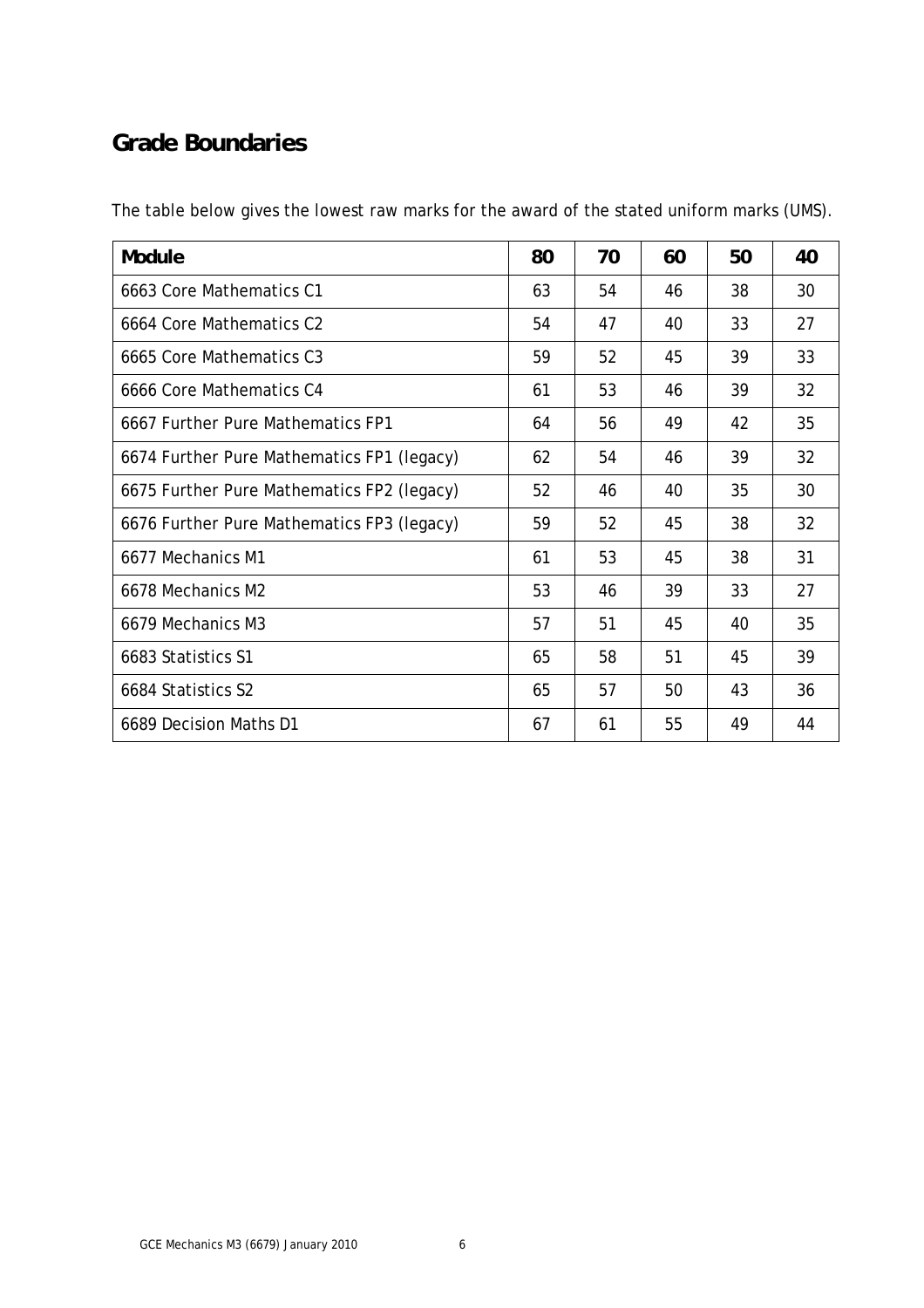## Grade Boundaries

The table below gives the lowest raw marks for the award of the stated uniform marks (UMS).

| Module | 80 | 70 | 60 | 50 | 40 |
|---|---|---|---|---|---|
| 6663 Core Mathematics C1 | 63 | 54 | 46 | 38 | 30 |
| 6664 Core Mathematics C2 | 54 | 47 | 40 | 33 | 27 |
| 6665 Core Mathematics C3 | 59 | 52 | 45 | 39 | 33 |
| 6666 Core Mathematics C4 | 61 | 53 | 46 | 39 | 32 |
| 6667 Further Pure Mathematics FP1 | 64 | 56 | 49 | 42 | 35 |
| 6674 Further Pure Mathematics FP1 (legacy) | 62 | 54 | 46 | 39 | 32 |
| 6675 Further Pure Mathematics FP2 (legacy) | 52 | 46 | 40 | 35 | 30 |
| 6676 Further Pure Mathematics FP3 (legacy) | 59 | 52 | 45 | 38 | 32 |
| 6677 Mechanics M1 | 61 | 53 | 45 | 38 | 31 |
| 6678 Mechanics M2 | 53 | 46 | 39 | 33 | 27 |
| 6679 Mechanics M3 | 57 | 51 | 45 | 40 | 35 |
| 6683 Statistics S1 | 65 | 58 | 51 | 45 | 39 |
| 6684 Statistics S2 | 65 | 57 | 50 | 43 | 36 |
| 6689 Decision Maths D1 | 67 | 61 | 55 | 49 | 44 |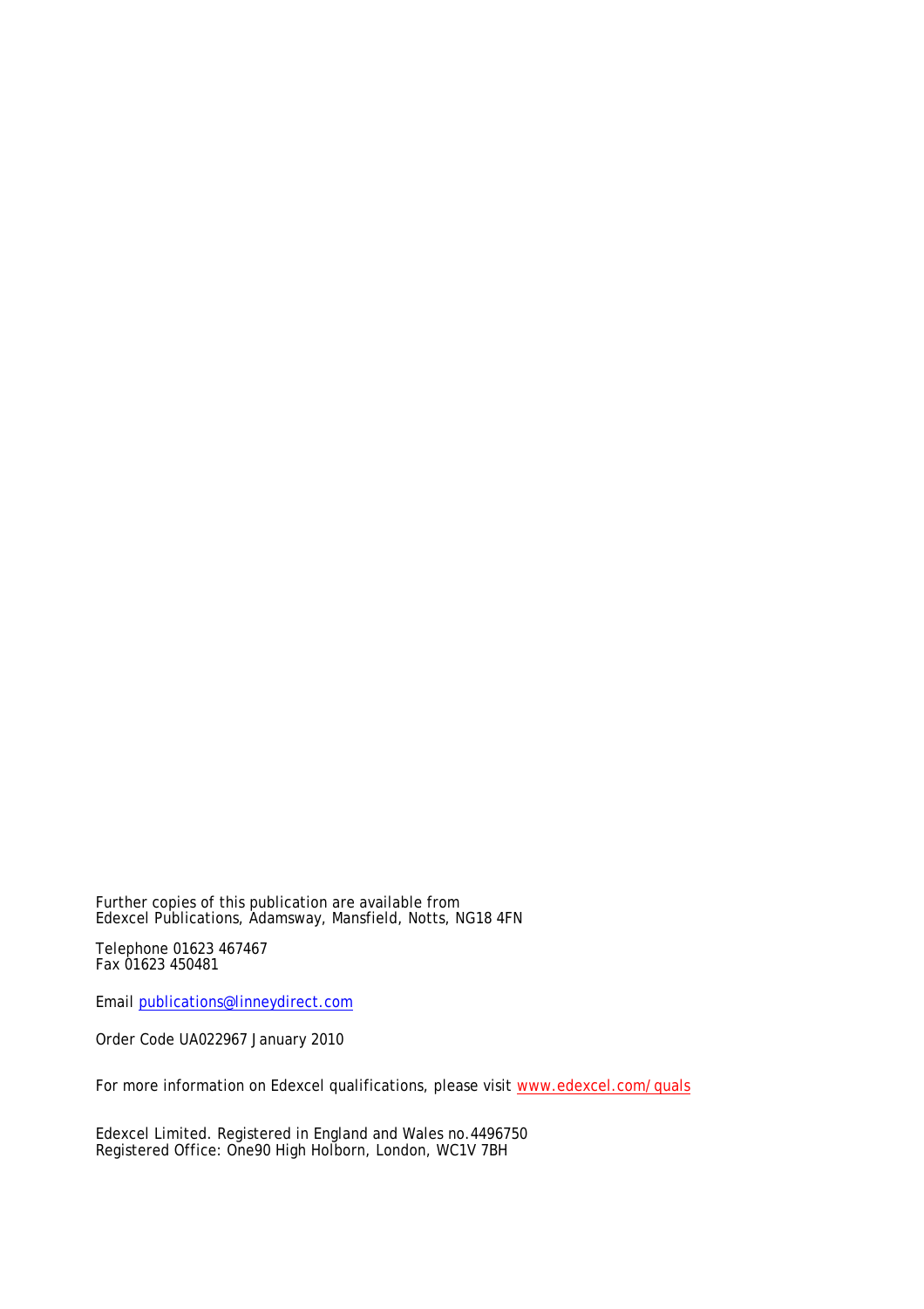Further copies of this publication are available from
Edexcel Publications, Adamsway, Mansfield, Notts, NG18 4FN

Telephone 01623 467467
Fax 01623 450481

Email publications@linneydirect.com

Order Code UA022967 January 2010

For more information on Edexcel qualifications, please visit www.edexcel.com/quals

Edexcel Limited. Registered in England and Wales no.4496750
Registered Office: One90 High Holborn, London, WC1V 7BH